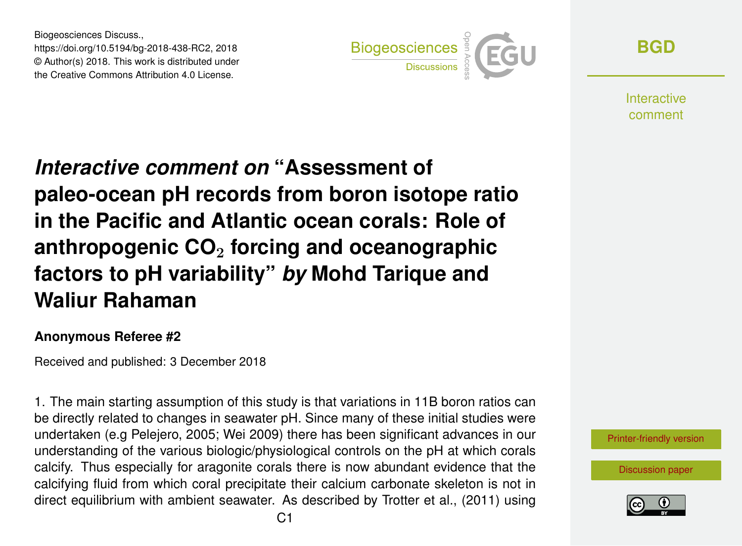Biogeosciences Discuss.,
https://doi.org/10.5194/bg-2018-438-RC2, 2018
© Author(s) 2018. This work is distributed under
the Creative Commons Attribution 4.0 License.

# *Interactive comment on* "Assessment of paleo-ocean pH records from boron isotope ratio in the Pacific and Atlantic ocean corals: Role of anthropogenic $CO_2$ forcing and oceanographic factors to pH variability" *by* Mohd Tarique and Waliur Rahaman

**Anonymous Referee #2**

Received and published: 3 December 2018

1. The main starting assumption of this study is that variations in 11B boron ratios can be directly related to changes in seawater pH. Since many of these initial studies were undertaken (e.g Pelejero, 2005; Wei 2009) there has been significant advances in our understanding of the various biologic/physiological controls on the pH at which corals calcify. Thus especially for aragonite corals there is now abundant evidence that the calcifying fluid from which coral precipitate their calcium carbonate skeleton is not in direct equilibrium with ambient seawater. As described by Trotter et al., (2011) using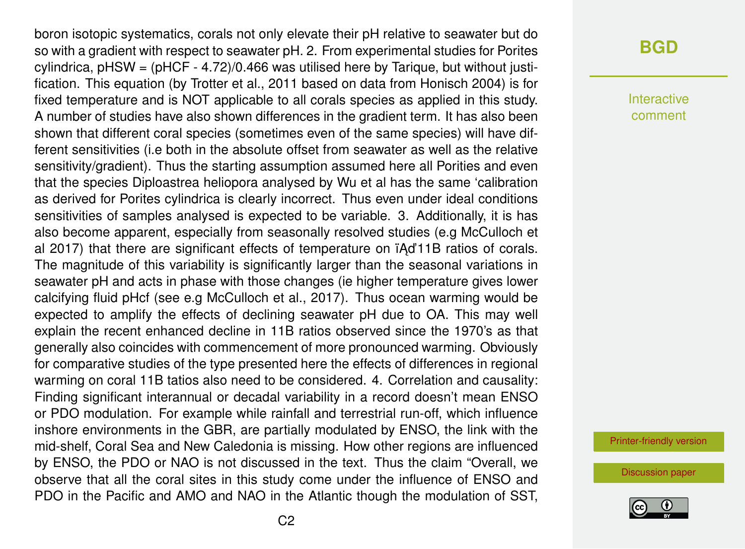boron isotopic systematics, corals not only elevate their pH relative to seawater but do so with a gradient with respect to seawater pH. 2. From experimental studies for Porites cylindrica, $pH_{SW} = (pH_{CF} - 4.72)/0.466$ was utilised here by Tarique, but without justification. This equation (by Trotter et al., 2011 based on data from Honisch 2004) is for fixed temperature and is NOT applicable to all corals species as applied in this study. A number of studies have also shown differences in the gradient term. It has also been shown that different coral species (sometimes even of the same species) will have different sensitivities (i.e both in the absolute offset from seawater as well as the relative sensitivity/gradient). Thus the starting assumption assumed here all Porities and even that the species Diploastrea heliopora analysed by Wu et al has the same 'calibration as derived for Porites cylindrica is clearly incorrect. Thus even under ideal conditions sensitivities of samples analysed is expected to be variable. 3. Additionally, it is has also become apparent, especially from seasonally resolved studies (e.g McCulloch et al 2017) that there are significant effects of temperature on ïĄď11B ratios of corals. The magnitude of this variability is significantly larger than the seasonal variations in seawater pH and acts in phase with those changes (ie higher temperature gives lower calcifying fluid $pH_{cf}$ (see e.g McCulloch et al., 2017). Thus ocean warming would be expected to amplify the effects of declining seawater pH due to OA. This may well explain the recent enhanced decline in 11B ratios observed since the 1970's as that generally also coincides with commencement of more pronounced warming. Obviously for comparative studies of the type presented here the effects of differences in regional warming on coral 11B tatios also need to be considered. 4. Correlation and causality: Finding significant interannual or decadal variability in a record doesn't mean ENSO or PDO modulation. For example while rainfall and terrestrial run-off, which influence inshore environments in the GBR, are partially modulated by ENSO, the link with the mid-shelf, Coral Sea and New Caledonia is missing. How other regions are influenced by ENSO, the PDO or NAO is not discussed in the text. Thus the claim "Overall, we observe that all the coral sites in this study come under the influence of ENSO and PDO in the Pacific and AMO and NAO in the Atlantic though the modulation of SST,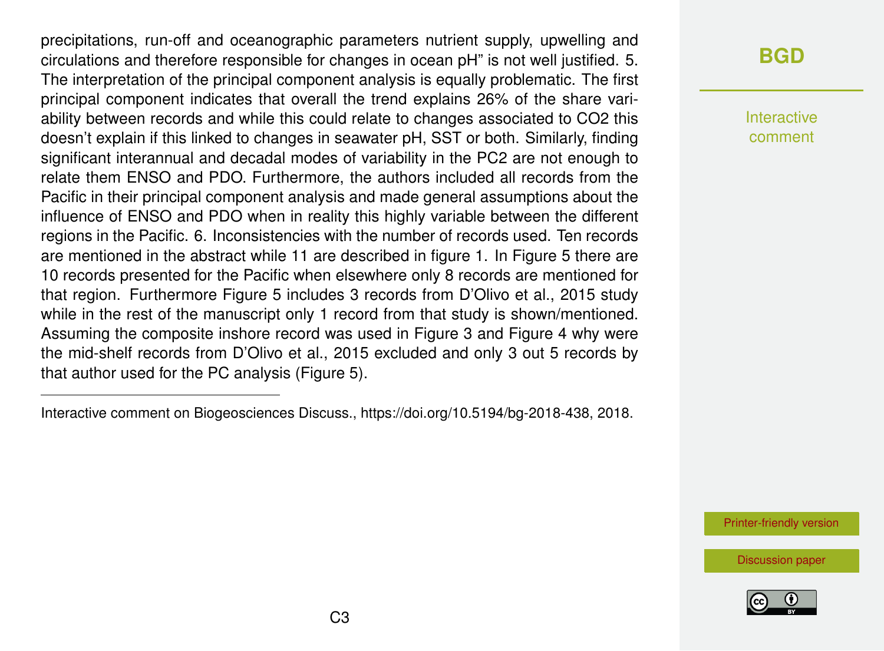precipitations, run-off and oceanographic parameters nutrient supply, upwelling and circulations and therefore responsible for changes in ocean pH" is not well justified. 5. The interpretation of the principal component analysis is equally problematic. The first principal component indicates that overall the trend explains 26% of the share variability between records and while this could relate to changes associated to $CO_2$ this doesn't explain if this linked to changes in seawater pH, SST or both. Similarly, finding significant interannual and decadal modes of variability in the PC2 are not enough to relate them ENSO and PDO. Furthermore, the authors included all records from the Pacific in their principal component analysis and made general assumptions about the influence of ENSO and PDO when in reality this highly variable between the different regions in the Pacific. 6. Inconsistencies with the number of records used. Ten records are mentioned in the abstract while 11 are described in figure 1. In Figure 5 there are 10 records presented for the Pacific when elsewhere only 8 records are mentioned for that region. Furthermore Figure 5 includes 3 records from D'Olivo et al., 2015 study while in the rest of the manuscript only 1 record from that study is shown/mentioned. Assuming the composite inshore record was used in Figure 3 and Figure 4 why were the mid-shelf records from D'Olivo et al., 2015 excluded and only 3 out 5 records by that author used for the PC analysis (Figure 5).

---

Interactive comment on Biogeosciences Discuss., https://doi.org/10.5194/bg-2018-438, 2018.